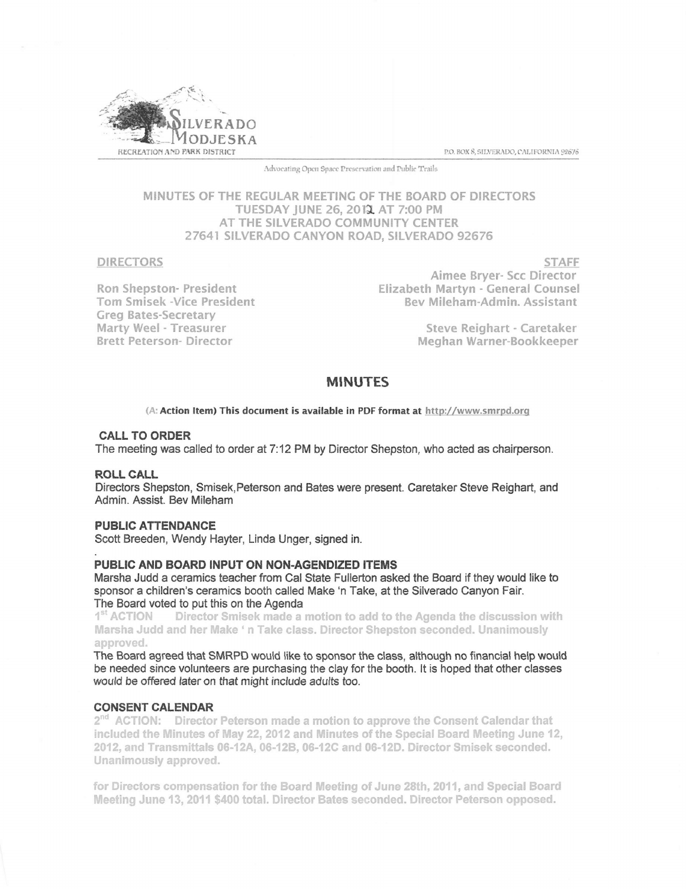SILVERADO MODJESKA
RECREATION AND PARK DISTRICT

P.O. BOX 8, SILVERADO, CALIFORNIA 92676

Advocating Open Space Preservation and Public Trails

# MINUTES OF THE REGULAR MEETING OF THE BOARD OF DIRECTORS
## TUESDAY JUNE 26, 2012 AT 7:00 PM
## AT THE SILVERADO COMMUNITY CENTER
## 27641 SILVERADO CANYON ROAD, SILVERADO 92676

**DIRECTORS**

Ron Shepston- President
Tom Smisek -Vice President
Greg Bates-Secretary
Marty Weel - Treasurer
Brett Peterson- Director

**STAFF**

Aimee Bryer- Scc Director
Elizabeth Martyn - General Counsel
Bev Mileham-Admin. Assistant

Steve Reighart - Caretaker
Meghan Warner-Bookkeeper

# MINUTES

(A: **Action Item) This document is available in PDF format at http://www.smrpd.org**

### CALL TO ORDER

The meeting was called to order at 7:12 PM by Director Shepston, who acted as chairperson.

### ROLL CALL

Directors Shepston, Smisek,Peterson and Bates were present. Caretaker Steve Reighart, and Admin. Assist. Bev Mileham

### PUBLIC ATTENDANCE

Scott Breeden, Wendy Hayter, Linda Unger, signed in.

### PUBLIC AND BOARD INPUT ON NON-AGENDIZED ITEMS

Marsha Judd a ceramics teacher from Cal State Fullerton asked the Board if they would like to sponsor a children's ceramics booth called Make 'n Take, at the Silverado Canyon Fair.
The Board voted to put this on the Agenda

**1st ACTION** Director Smisek made a motion to add to the Agenda the discussion with Marsha Judd and her Make ' n Take class. Director Shepston seconded. Unanimously approved.

The Board agreed that SMRPD would like to sponsor the class, although no financial help would be needed since volunteers are purchasing the clay for the booth. It is hoped that other classes would be offered later on that might include adults too.

### CONSENT CALENDAR

**2nd ACTION:** Director Peterson made a motion to approve the Consent Calendar that included the Minutes of May 22, 2012 and Minutes of the Special Board Meeting June 12, 2012, and Transmittals 06-12A, 06-12B, 06-12C and 06-12D. Director Smisek seconded. Unanimously approved.

for Directors compensation for the Board Meeting of June 28th, 2011, and Special Board Meeting June 13, 2011 $400 total. Director Bates seconded. Director Peterson opposed.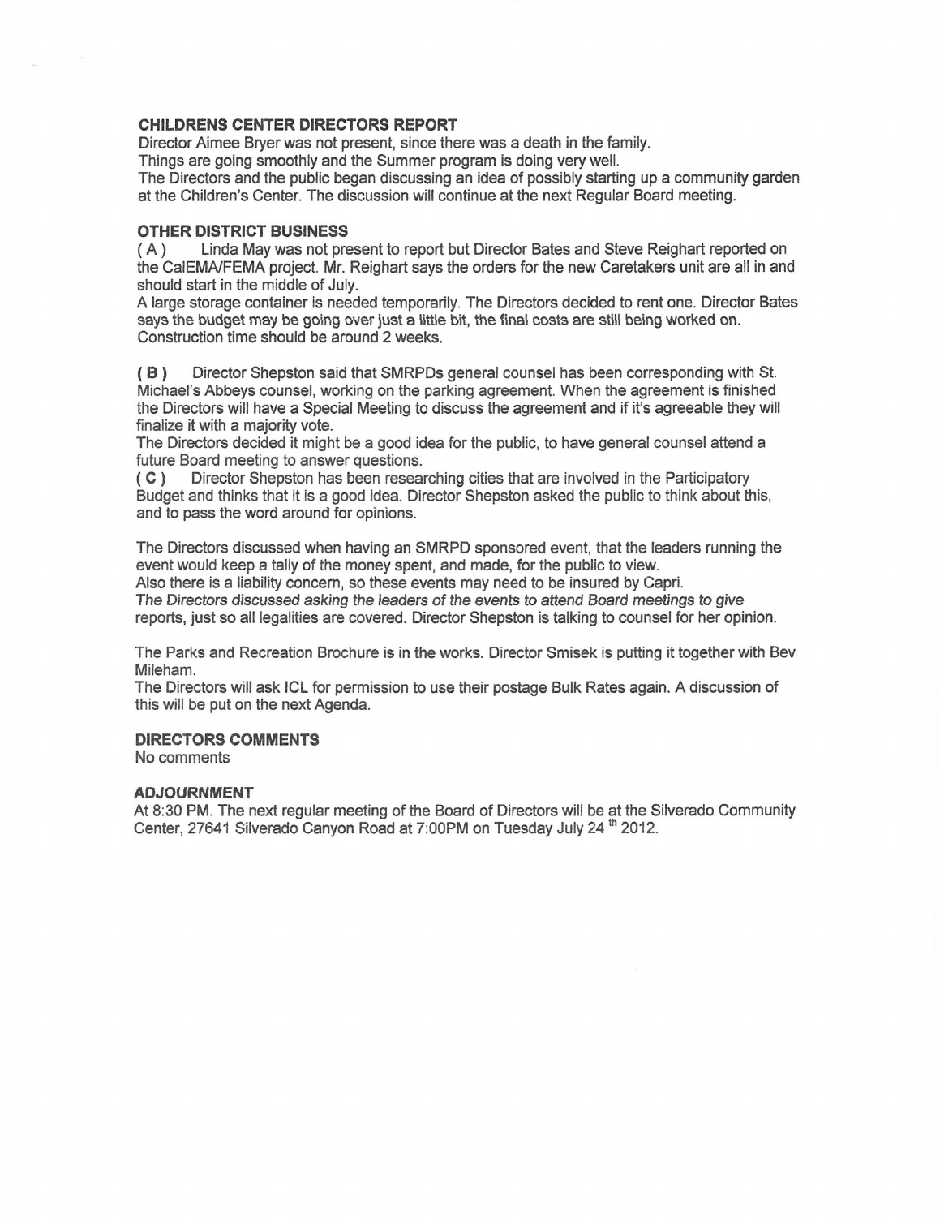## CHILDRENS CENTER DIRECTORS REPORT

Director Aimee Bryer was not present, since there was a death in the family.
Things are going smoothly and the Summer program is doing very well.
The Directors and the public began discussing an idea of possibly starting up a community garden at the Children's Center. The discussion will continue at the next Regular Board meeting.

## OTHER DISTRICT BUSINESS

( A ) Linda May was not present to report but Director Bates and Steve Reighart reported on the CalEMA/FEMA project. Mr. Reighart says the orders for the new Caretakers unit are all in and should start in the middle of July.
A large storage container is needed temporarily. The Directors decided to rent one. Director Bates says the budget may be going over just a little bit, the final costs are still being worked on. Construction time should be around 2 weeks.

**( B )** Director Shepston said that SMRPDs general counsel has been corresponding with St. Michael's Abbeys counsel, working on the parking agreement. When the agreement is finished the Directors will have a Special Meeting to discuss the agreement and if it's agreeable they will finalize it with a majority vote.
The Directors decided it might be a good idea for the public, to have general counsel attend a future Board meeting to answer questions.
**( C )** Director Shepston has been researching cities that are involved in the Participatory Budget and thinks that it is a good idea. Director Shepston asked the public to think about this, and to pass the word around for opinions.

The Directors discussed when having an SMRPD sponsored event, that the leaders running the event would keep a tally of the money spent, and made, for the public to view.
Also there is a liability concern, so these events may need to be insured by Capri.
*The Directors discussed asking the leaders of the events to attend Board meetings to give* reports, just so all legalities are covered. Director Shepston is talking to counsel for her opinion.

The Parks and Recreation Brochure is in the works. Director Smisek is putting it together with Bev Mileham.
The Directors will ask ICL for permission to use their postage Bulk Rates again. A discussion of this will be put on the next Agenda.

## DIRECTORS COMMENTS

No comments

## ADJOURNMENT

At 8:30 PM. The next regular meeting of the Board of Directors will be at the Silverado Community Center, 27641 Silverado Canyon Road at 7:00PM on Tuesday July 24 th 2012.